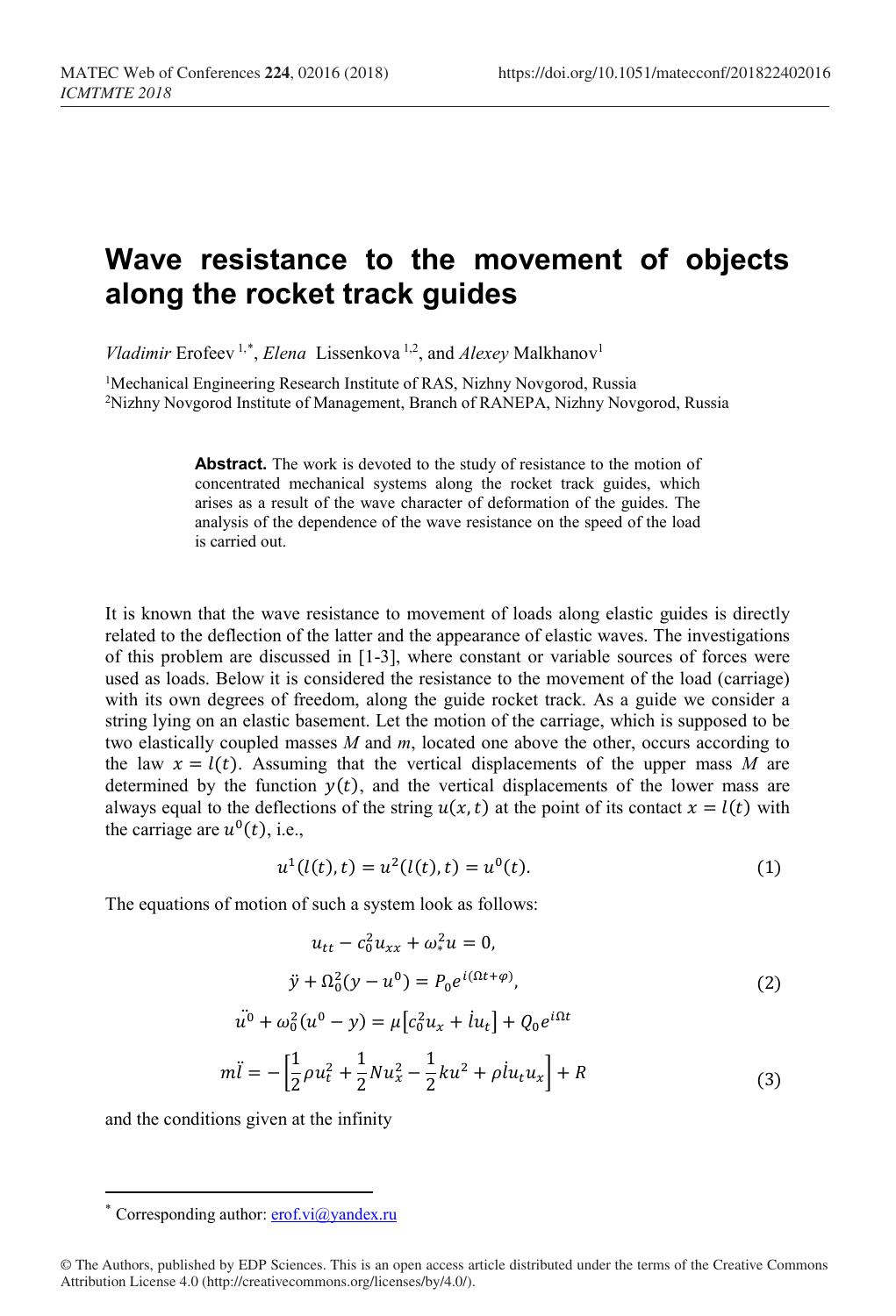# Wave resistance to the movement of objects along the rocket track guides

*Vladimir* Erofeev [1,*], *Elena* Lissenkova [1,2], and *Alexey* Malkhanov[1]

[1]Mechanical Engineering Research Institute of RAS, Nizhny Novgorod, Russia
[2]Nizhny Novgorod Institute of Management, Branch of RANEPA, Nizhny Novgorod, Russia

**Abstract.** The work is devoted to the study of resistance to the motion of concentrated mechanical systems along the rocket track guides, which arises as a result of the wave character of deformation of the guides. The analysis of the dependence of the wave resistance on the speed of the load is carried out.

It is known that the wave resistance to movement of loads along elastic guides is directly related to the deflection of the latter and the appearance of elastic waves. The investigations of this problem are discussed in [1-3], where constant or variable sources of forces were used as loads. Below it is considered the resistance to the movement of the load (carriage) with its own degrees of freedom, along the guide rocket track. As a guide we consider a string lying on an elastic basement. Let the motion of the carriage, which is supposed to be two elastically coupled masses *M* and *m*, located one above the other, occurs according to the law $x = l(t)$. Assuming that the vertical displacements of the upper mass *M* are determined by the function $y(t)$, and the vertical displacements of the lower mass are always equal to the deflections of the string $u(x,t)$ at the point of its contact $x = l(t)$ with the carriage are $u^0(t)$, i.e.,

$$u^1(l(t),t) = u^2(l(t),t) = u^0(t). \tag{1}$$

The equations of motion of such a system look as follows:

$$
\begin{gathered}
u_{tt} - c_0^2 u_{xx} + \omega_*^2 u = 0, \\
\ddot{y} + \Omega_0^2 (y - u^0) = P_0 e^{i(\Omega t + \varphi)}, \\
\ddot{u^0} + \omega_0^2 (u^0 - y) = \mu \left[ c_0^2 u_x + \dot{l} u_t \right] + Q_0 e^{i\Omega t}
\end{gathered}
\tag{2}
$$

$$m\ddot{l} = -\left[ \frac{1}{2}\rho u_t^2 + \frac{1}{2} N u_x^2 - \frac{1}{2} k u^2 + \rho \dot{l} u_t u_x \right] + R \tag{3}$$

and the conditions given at the infinity

---

[*] Corresponding author: erof.vi@yandex.ru

© The Authors, published by EDP Sciences. This is an open access article distributed under the terms of the Creative Commons Attribution License 4.0 (http://creativecommons.org/licenses/by/4.0/).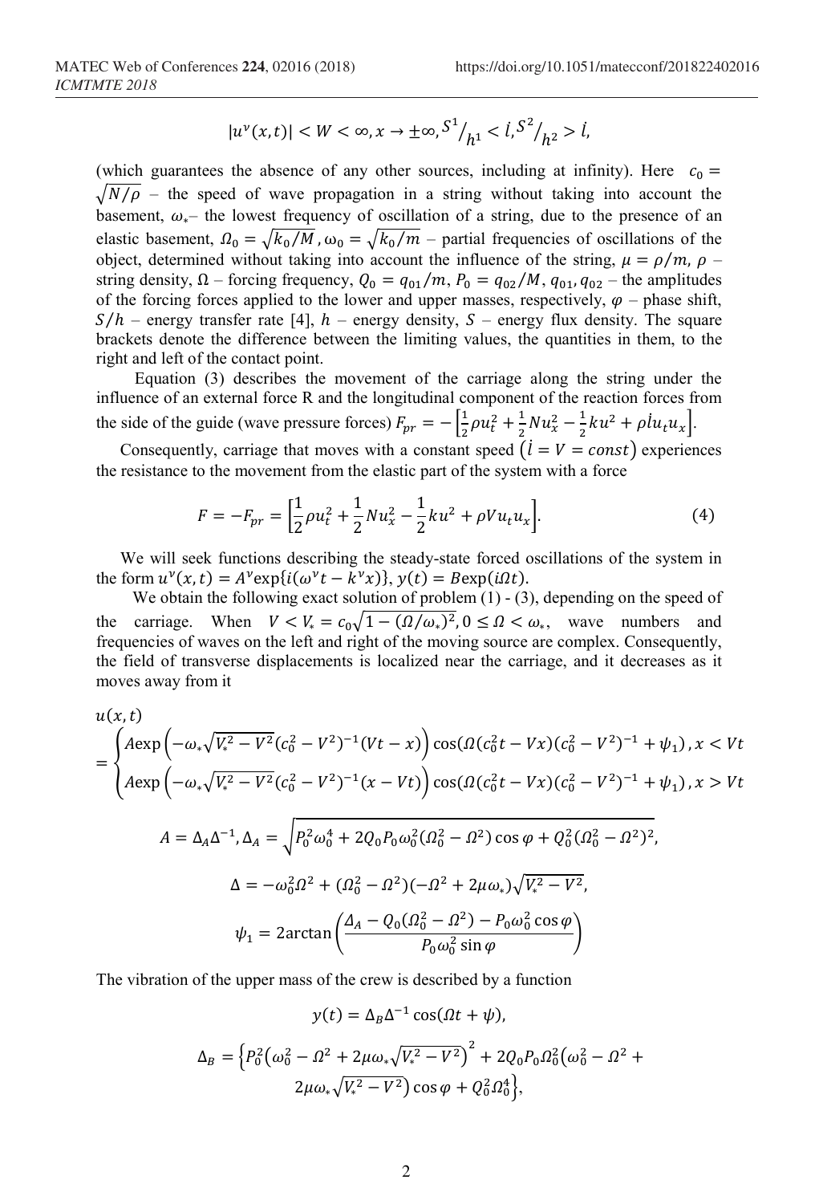$$|u^{\nu}(x,t)| < W < \infty, x \to \pm\infty, S^1/_{h^1} < \dot{l}, S^2/_{h^2} > \dot{l},$$

(which guarantees the absence of any other sources, including at infinity). Here $c_0 = \sqrt{N/\rho}$ – the speed of wave propagation in a string without taking into account the basement, $\omega_*$– the lowest frequency of oscillation of a string, due to the presence of an elastic basement, $\Omega_0 = \sqrt{k_0/M}$, $\omega_0 = \sqrt{k_0/m}$ – partial frequencies of oscillations of the object, determined without taking into account the influence of the string, $\mu = \rho/m$, $\rho$ – string density, $\Omega$ – forcing frequency, $Q_0 = q_{01}/m$, $P_0 = q_{02}/M$, $q_{01}, q_{02}$ – the amplitudes of the forcing forces applied to the lower and upper masses, respectively, $\varphi$ – phase shift, $S/h$ – energy transfer rate [4], $h$ – energy density, $S$ – energy flux density. The square brackets denote the difference between the limiting values, the quantities in them, to the right and left of the contact point.

Equation (3) describes the movement of the carriage along the string under the influence of an external force R and the longitudinal component of the reaction forces from the side of the guide (wave pressure forces) $F_{pr} = -\left[\frac{1}{2}\rho u_t^2 + \frac{1}{2}N u_x^2 - \frac{1}{2}k u^2 + \rho \dot{l} u_t u_x\right]$.

Consequently, carriage that moves with a constant speed $(\dot{l} = V = const)$ experiences the resistance to the movement from the elastic part of the system with a force

$$F = -F_{pr} = \left[\frac{1}{2}\rho u_t^2 + \frac{1}{2}N u_x^2 - \frac{1}{2}k u^2 + \rho V u_t u_x\right]. \quad (4)$$

We will seek functions describing the steady-state forced oscillations of the system in the form $u^{\nu}(x,t) = A^{\nu}\exp\{i(\omega^{\nu}t - k^{\nu}x)\}$, $y(t) = B\exp(i\Omega t)$.

We obtain the following exact solution of problem (1) - (3), depending on the speed of the carriage. When $V < V_* = c_0\sqrt{1 - (\Omega/\omega_*)^2}$, $0 \le \Omega < \omega_*$, wave numbers and frequencies of waves on the left and right of the moving source are complex. Consequently, the field of transverse displacements is localized near the carriage, and it decreases as it moves away from it

$$u(x,t) = \begin{cases} A\exp\left(-\omega_*\sqrt{V_*^2 - V^2}(c_0^2 - V^2)^{-1}(Vt - x)\right)\cos(\Omega(c_0^2 t - Vx)(c_0^2 - V^2)^{-1} + \psi_1), x < Vt \\ A\exp\left(-\omega_*\sqrt{V_*^2 - V^2}(c_0^2 - V^2)^{-1}(x - Vt)\right)\cos(\Omega(c_0^2 t - Vx)(c_0^2 - V^2)^{-1} + \psi_1), x > Vt \end{cases}$$

$$A = \Delta_A\Delta^{-1}, \Delta_A = \sqrt{P_0^2\omega_0^4 + 2Q_0P_0\omega_0^2(\Omega_0^2 - \Omega^2)\cos\varphi + Q_0^2(\Omega_0^2 - \Omega^2)^2},$$

$$\Delta = -\omega_0^2\Omega^2 + (\Omega_0^2 - \Omega^2)(-\Omega^2 + 2\mu\omega_*)\sqrt{V_*^2 - V^2},$$

$$\psi_1 = 2\arctan\left(\frac{\Delta_A - Q_0(\Omega_0^2 - \Omega^2) - P_0\omega_0^2\cos\varphi}{P_0\omega_0^2\sin\varphi}\right)$$

The vibration of the upper mass of the crew is described by a function

$$y(t) = \Delta_B\Delta^{-1}\cos(\Omega t + \psi),$$

$$\Delta_B = \left\{P_0^2\left(\omega_0^2 - \Omega^2 + 2\mu\omega_*\sqrt{V_*^2 - V^2}\right)^2 + 2Q_0P_0\Omega_0^2\left(\omega_0^2 - \Omega^2 + 2\mu\omega_*\sqrt{V_*^2 - V^2}\right)\cos\varphi + Q_0^2\Omega_0^4\right\},$$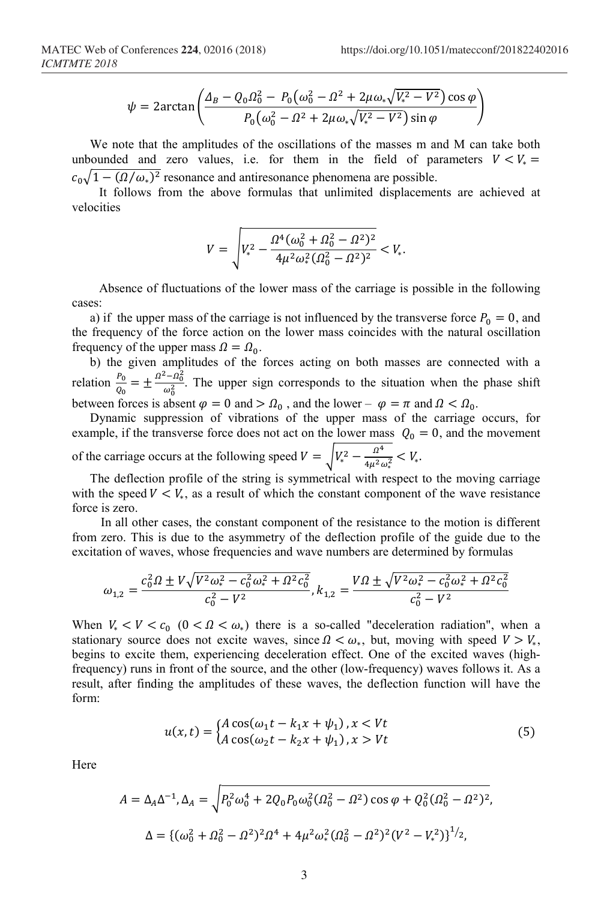$$\psi = 2\arctan\left(\frac{\Delta_B - Q_0\Omega_0^2 - P_0\left(\omega_0^2 - \Omega^2 + 2\mu\omega_*\sqrt{V_*^2 - V^2}\right)\cos\varphi}{P_0\left(\omega_0^2 - \Omega^2 + 2\mu\omega_*\sqrt{V_*^2 - V^2}\right)\sin\varphi}\right)$$

We note that the amplitudes of the oscillations of the masses m and M can take both unbounded and zero values, i.e. for them in the field of parameters $V < V_* = c_0\sqrt{1 - (\Omega/\omega_*)^2}$ resonance and antiresonance phenomena are possible.

It follows from the above formulas that unlimited displacements are achieved at velocities

$$V = \sqrt{V_*^2 - \frac{\Omega^4(\omega_0^2 + \Omega_0^2 - \Omega^2)^2}{4\mu^2\omega_*^2(\Omega_0^2 - \Omega^2)^2}} < V_*.$$

Absence of fluctuations of the lower mass of the carriage is possible in the following cases:

a) if the upper mass of the carriage is not influenced by the transverse force $P_0 = 0$, and the frequency of the force action on the lower mass coincides with the natural oscillation frequency of the upper mass $\Omega = \Omega_0$.

b) the given amplitudes of the forces acting on both masses are connected with a relation $\frac{P_0}{Q_0} = \pm\frac{\Omega^2 - \Omega_0^2}{\omega_0^2}$. The upper sign corresponds to the situation when the phase shift between forces is absent $\varphi = 0$ and $> \Omega_0$ , and the lower – $\varphi = \pi$ and $\Omega < \Omega_0$.

Dynamic suppression of vibrations of the upper mass of the carriage occurs, for example, if the transverse force does not act on the lower mass $Q_0 = 0$, and the movement of the carriage occurs at the following speed $V = \sqrt{V_*^2 - \frac{\Omega^4}{4\mu^2\omega_*^2}} < V_*$.

The deflection profile of the string is symmetrical with respect to the moving carriage with the speed $V < V_*$, as a result of which the constant component of the wave resistance force is zero.

In all other cases, the constant component of the resistance to the motion is different from zero. This is due to the asymmetry of the deflection profile of the guide due to the excitation of waves, whose frequencies and wave numbers are determined by formulas

$$\omega_{1,2} = \frac{c_0^2\Omega \pm V\sqrt{V^2\omega_*^2 - c_0^2\omega_*^2 + \Omega^2 c_0^2}}{c_0^2 - V^2}, k_{1,2} = \frac{V\Omega \pm \sqrt{V^2\omega_*^2 - c_0^2\omega_*^2 + \Omega^2 c_0^2}}{c_0^2 - V^2}$$

When $V_* < V < c_0$ $(0 < \Omega < \omega_*)$ there is a so-called "deceleration radiation", when a stationary source does not excite waves, since $\Omega < \omega_*$, but, moving with speed $V > V_*$, begins to excite them, experiencing deceleration effect. One of the excited waves (high-frequency) runs in front of the source, and the other (low-frequency) waves follows it. As a result, after finding the amplitudes of these waves, the deflection function will have the form:

$$u(x,t) = \begin{cases} A\cos(\omega_1 t - k_1 x + \psi_1), x < Vt \\ A\cos(\omega_2 t - k_2 x + \psi_1), x > Vt \end{cases} \tag{5}$$

Here

$$A = \Delta_A\Delta^{-1}, \Delta_A = \sqrt{P_0^2\omega_0^4 + 2Q_0P_0\omega_0^2(\Omega_0^2 - \Omega^2)\cos\varphi + Q_0^2(\Omega_0^2 - \Omega^2)^2},$$

$$\Delta = \{(\omega_0^2 + \Omega_0^2 - \Omega^2)^2\Omega^4 + 4\mu^2\omega_*^2(\Omega_0^2 - \Omega^2)^2(V^2 - V_*^2)\}^{1/2},$$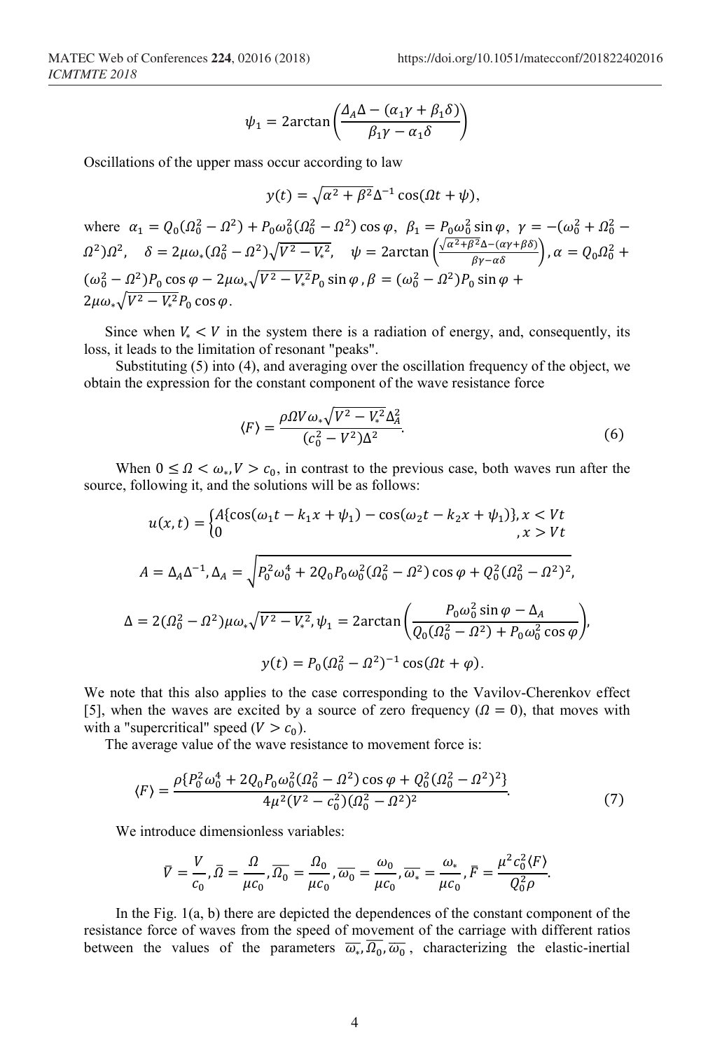$$\psi_1 = 2\arctan\left(\frac{\Delta_A \Delta - (\alpha_1 \gamma + \beta_1 \delta)}{\beta_1 \gamma - \alpha_1 \delta}\right)$$

Oscillations of the upper mass occur according to law

$$y(t) = \sqrt{\alpha^2 + \beta^2}\Delta^{-1}\cos(\Omega t + \psi),$$

where $\alpha_1 = Q_0(\Omega_0^2 - \Omega^2) + P_0\omega_0^2(\Omega_0^2 - \Omega^2)\cos\varphi$, $\beta_1 = P_0\omega_0^2\sin\varphi$, $\gamma = -(\omega_0^2 + \Omega_0^2 - \Omega^2)\Omega^2$, $\delta = 2\mu\omega_*(\Omega_0^2 - \Omega^2)\sqrt{V^2 - V_*^2}$, $\psi = 2\arctan\left(\frac{\sqrt{\alpha^2+\beta^2}\Delta - (\alpha\gamma + \beta\delta)}{\beta\gamma - \alpha\delta}\right)$, $\alpha = Q_0\Omega_0^2 + (\omega_0^2 - \Omega^2)P_0\cos\varphi - 2\mu\omega_*\sqrt{V^2 - V_*^2}P_0\sin\varphi$, $\beta = (\omega_0^2 - \Omega^2)P_0\sin\varphi + 2\mu\omega_*\sqrt{V^2 - V_*^2}P_0\cos\varphi$.

Since when $V_* < V$ in the system there is a radiation of energy, and, consequently, its loss, it leads to the limitation of resonant "peaks".

Substituting (5) into (4), and averaging over the oscillation frequency of the object, we obtain the expression for the constant component of the wave resistance force

$$\langle F \rangle = \frac{\rho \Omega V \omega_* \sqrt{V^2 - V_*^2}\Delta_A^2}{(c_0^2 - V^2)\Delta^2}. \tag{6}$$

When $0 \le \Omega < \omega_*, V > c_0$, in contrast to the previous case, both waves run after the source, following it, and the solutions will be as follows:

$$u(x,t) = \begin{cases} A\{\cos(\omega_1 t - k_1 x + \psi_1) - \cos(\omega_2 t - k_2 x + \psi_1)\}, & x < Vt \\ 0 & , x > Vt \end{cases}$$

$$A = \Delta_A \Delta^{-1}, \Delta_A = \sqrt{P_0^2\omega_0^4 + 2Q_0P_0\omega_0^2(\Omega_0^2 - \Omega^2)\cos\varphi + Q_0^2(\Omega_0^2 - \Omega^2)^2},$$

$$\Delta = 2(\Omega_0^2 - \Omega^2)\mu\omega_*\sqrt{V^2 - V_*^2}, \psi_1 = 2\arctan\left(\frac{P_0\omega_0^2\sin\varphi - \Delta_A}{Q_0(\Omega_0^2 - \Omega^2) + P_0\omega_0^2\cos\varphi}\right),$$

$$y(t) = P_0(\Omega_0^2 - \Omega^2)^{-1}\cos(\Omega t + \varphi).$$

We note that this also applies to the case corresponding to the Vavilov-Cherenkov effect [5], when the waves are excited by a source of zero frequency ($\Omega = 0$), that moves with with a "supercritical" speed ($V > c_0$).

The average value of the wave resistance to movement force is:

$$\langle F \rangle = \frac{\rho\{P_0^2\omega_0^4 + 2Q_0P_0\omega_0^2(\Omega_0^2 - \Omega^2)\cos\varphi + Q_0^2(\Omega_0^2 - \Omega^2)^2\}}{4\mu^2(V^2 - c_0^2)(\Omega_0^2 - \Omega^2)^2}. \tag{7}$$

We introduce dimensionless variables:

$$\bar{V} = \frac{V}{c_0}, \bar{\Omega} = \frac{\Omega}{\mu c_0}, \overline{\Omega_0} = \frac{\Omega_0}{\mu c_0}, \overline{\omega_0} = \frac{\omega_0}{\mu c_0}, \overline{\omega_*} = \frac{\omega_*}{\mu c_0}, \bar{F} = \frac{\mu^2 c_0^2 \langle F \rangle}{Q_0^2 \rho}.$$

In the Fig. 1(a, b) there are depicted the dependences of the constant component of the resistance force of waves from the speed of movement of the carriage with different ratios between the values of the parameters $\overline{\omega_*}, \overline{\Omega_0}, \overline{\omega_0}$, characterizing the elastic-inertial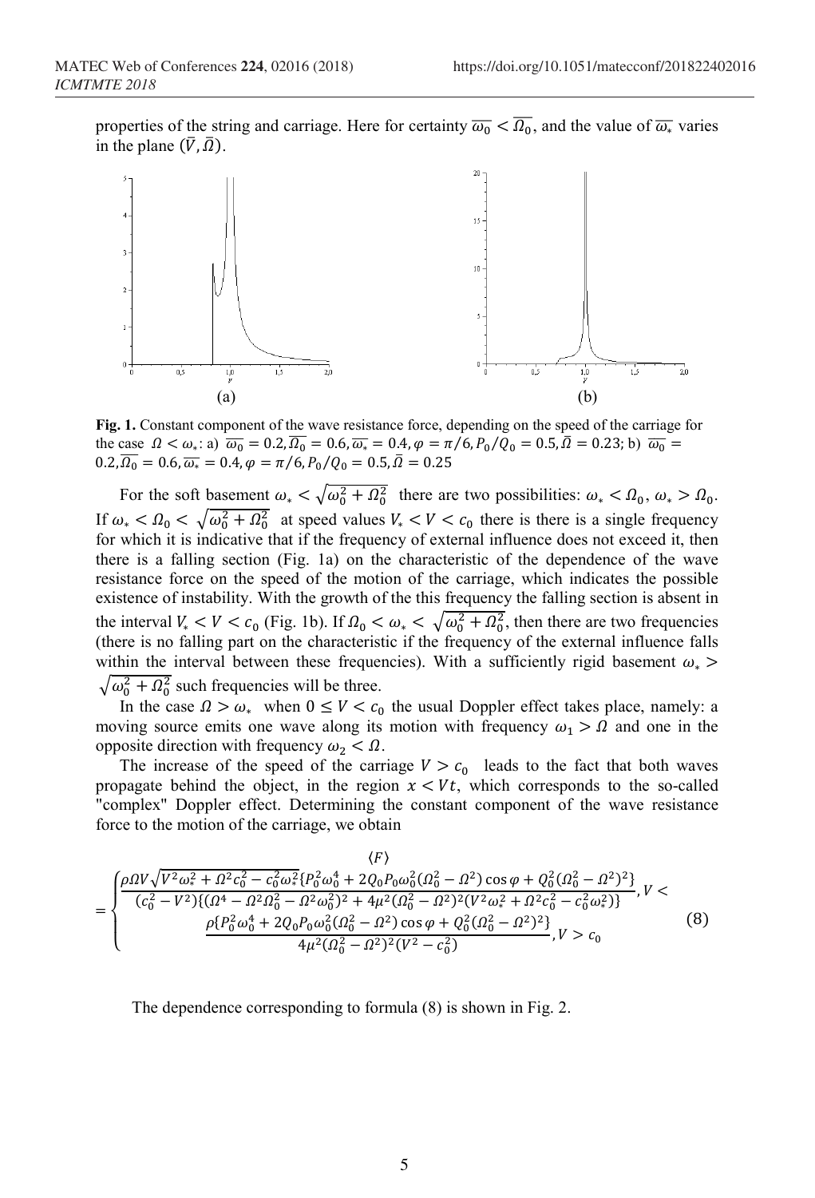properties of the string and carriage. Here for certainty $\overline{\omega_0} < \overline{\Omega_0}$, and the value of $\overline{\omega_*}$ varies in the plane $(\bar{V}, \bar{\Omega})$.

**Fig. 1.** Constant component of the wave resistance force, depending on the speed of the carriage for the case $\Omega < \omega_*$: a) $\overline{\omega_0} = 0.2, \overline{\Omega_0} = 0.6, \overline{\omega_*} = 0.4, \varphi = \pi/6, P_0/Q_0 = 0.5, \bar{\Omega} = 0.23$; b) $\overline{\omega_0} = 0.2, \overline{\Omega_0} = 0.6, \overline{\omega_*} = 0.4, \varphi = \pi/6, P_0/Q_0 = 0.5, \bar{\Omega} = 0.25$

For the soft basement $\omega_* < \sqrt{\omega_0^2 + \Omega_0^2}$ there are two possibilities: $\omega_* < \Omega_0$, $\omega_* > \Omega_0$. If $\omega_* < \Omega_0 < \sqrt{\omega_0^2 + \Omega_0^2}$ at speed values $V_* < V < c_0$ there is there is a single frequency for which it is indicative that if the frequency of external influence does not exceed it, then there is a falling section (Fig. 1a) on the characteristic of the dependence of the wave resistance force on the speed of the motion of the carriage, which indicates the possible existence of instability. With the growth of the this frequency the falling section is absent in the interval $V_* < V < c_0$ (Fig. 1b). If $\Omega_0 < \omega_* < \sqrt{\omega_0^2 + \Omega_0^2}$, then there are two frequencies (there is no falling part on the characteristic if the frequency of the external influence falls within the interval between these frequencies). With a sufficiently rigid basement $\omega_* > \sqrt{\omega_0^2 + \Omega_0^2}$ such frequencies will be three.

In the case $\Omega > \omega_*$ when $0 \le V < c_0$ the usual Doppler effect takes place, namely: a moving source emits one wave along its motion with frequency $\omega_1 > \Omega$ and one in the opposite direction with frequency $\omega_2 < \Omega$.

The increase of the speed of the carriage $V > c_0$ leads to the fact that both waves propagate behind the object, in the region $x < Vt$, which corresponds to the so-called "complex" Doppler effect. Determining the constant component of the wave resistance force to the motion of the carriage, we obtain

$$\langle F \rangle = \begin{cases} \dfrac{\rho \Omega V \sqrt{V^2\omega_*^2 + \Omega^2 c_0^2 - c_0^2\omega_*^2}\{P_0^2\omega_0^4 + 2Q_0P_0\omega_0^2(\Omega_0^2 - \Omega^2)\cos\varphi + Q_0^2(\Omega_0^2 - \Omega^2)^2\}}{(c_0^2 - V^2)\{(\Omega^4 - \Omega^2\Omega_0^2 - \Omega^2\omega_0^2)^2 + 4\mu^2(\Omega_0^2 - \Omega^2)^2(V^2\omega_*^2 + \Omega^2 c_0^2 - c_0^2\omega_*^2)\}}, V < \\ \dfrac{\rho\{P_0^2\omega_0^4 + 2Q_0P_0\omega_0^2(\Omega_0^2 - \Omega^2)\cos\varphi + Q_0^2(\Omega_0^2 - \Omega^2)^2\}}{4\mu^2(\Omega_0^2 - \Omega^2)^2(V^2 - c_0^2)}, V > c_0 \end{cases} \quad (8)$$

The dependence corresponding to formula (8) is shown in Fig. 2.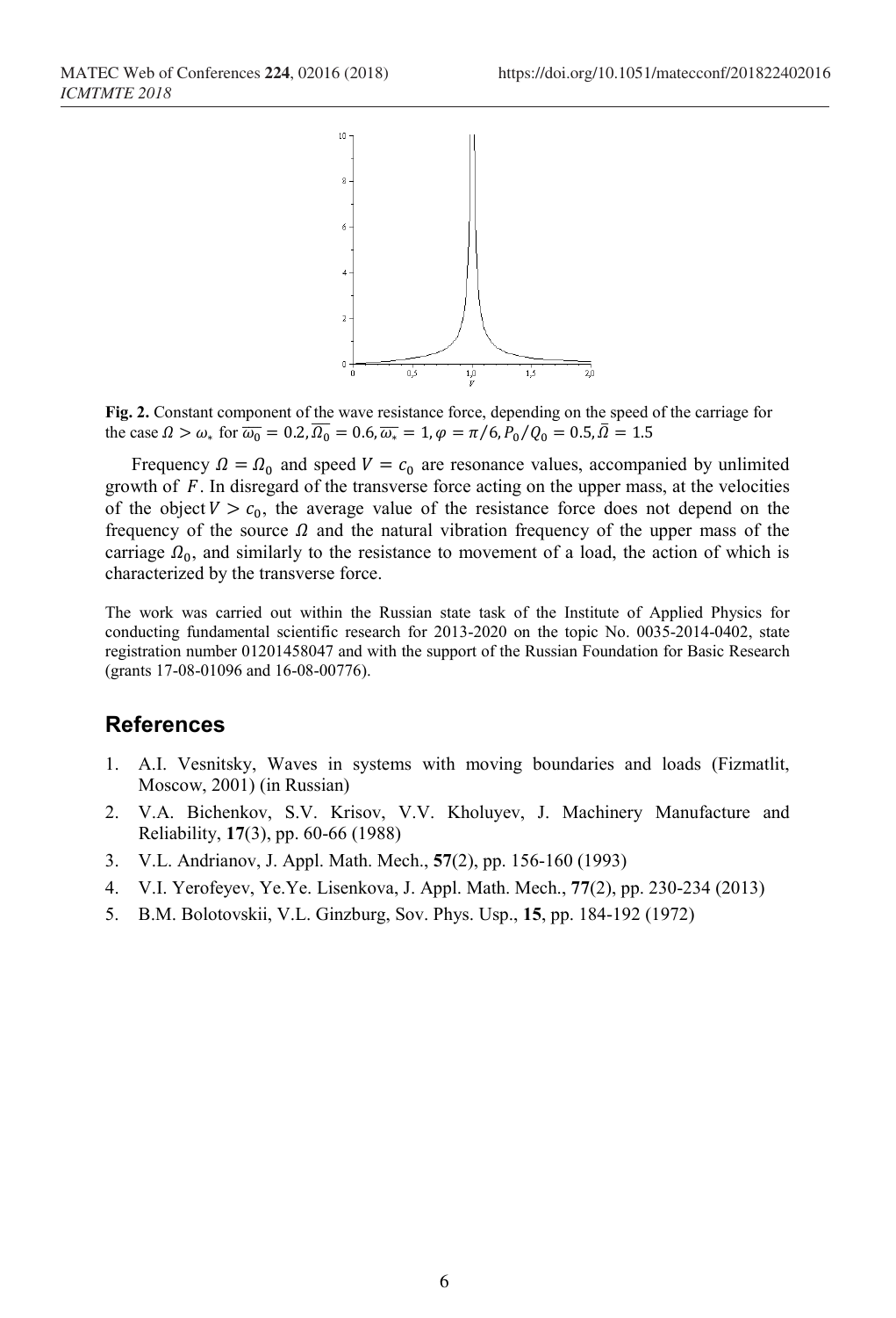10

8

6

4

2

0

0 0,5 1,0 1,5 2,0

V

**Fig. 2.** Constant component of the wave resistance force, depending on the speed of the carriage for the case $\Omega > \omega_*$ for $\overline{\omega_0} = 0.2, \overline{\Omega_0} = 0.6, \overline{\omega_*} = 1, \varphi = \pi/6, P_0/Q_0 = 0.5, \bar{\Omega} = 1.5$

Frequency $\Omega = \Omega_0$ and speed $V = c_0$ are resonance values, accompanied by unlimited growth of $F$. In disregard of the transverse force acting on the upper mass, at the velocities of the object $V > c_0$, the average value of the resistance force does not depend on the frequency of the source $\Omega$ and the natural vibration frequency of the upper mass of the carriage $\Omega_0$, and similarly to the resistance to movement of a load, the action of which is characterized by the transverse force.

The work was carried out within the Russian state task of the Institute of Applied Physics for conducting fundamental scientific research for 2013-2020 on the topic No. 0035-2014-0402, state registration number 01201458047 and with the support of the Russian Foundation for Basic Research (grants 17-08-01096 and 16-08-00776).

## References

1. A.I. Vesnitsky, Waves in systems with moving boundaries and loads (Fizmatlit, Moscow, 2001) (in Russian)
2. V.A. Bichenkov, S.V. Krisov, V.V. Kholuyev, J. Machinery Manufacture and Reliability, **17**(3), pp. 60-66 (1988)
3. V.L. Andrianov, J. Appl. Math. Mech., **57**(2), pp. 156-160 (1993)
4. V.I. Yerofeyev, Ye.Ye. Lisenkova, J. Appl. Math. Mech., **77**(2), pp. 230-234 (2013)
5. B.M. Bolotovskii, V.L. Ginzburg, Sov. Phys. Usp., **15**, pp. 184-192 (1972)